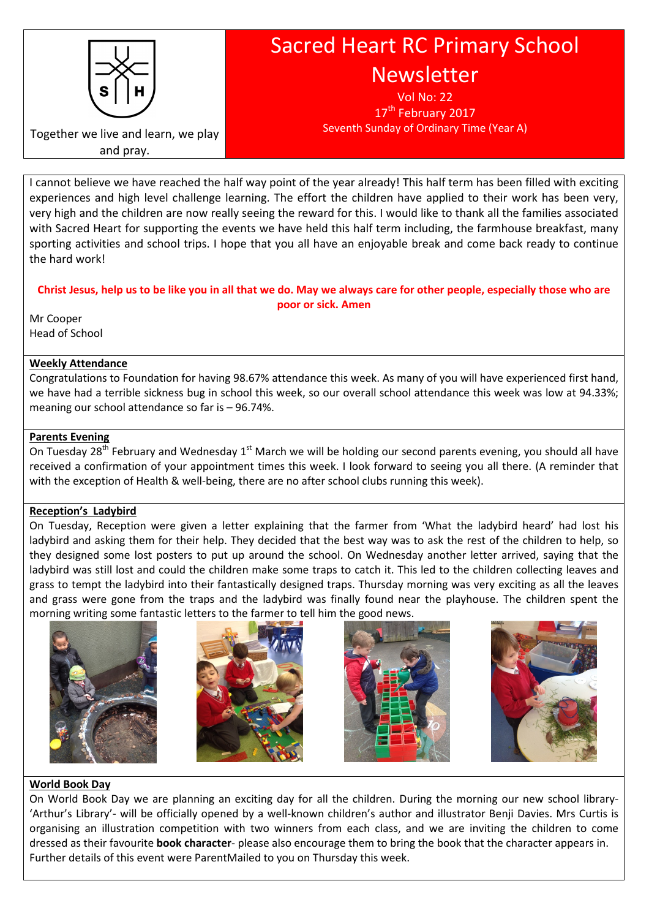# Sacred Heart RC Primary School Newsletter

Vol No: 22

17th February 2017

Seventh Sunday of Ordinary Time (Year A)

Together we live and learn, we play and pray.

I cannot believe we have reached the half way point of the year already! This half term has been filled with exciting experiences and high level challenge learning. The effort the children have applied to their work has been very, very high and the children are now really seeing the reward for this. I would like to thank all the families associated with Sacred Heart for supporting the events we have held this half term including, the farmhouse breakfast, many sporting activities and school trips. I hope that you all have an enjoyable break and come back ready to continue the hard work!

**Christ Jesus, help us to be like you in all that we do. May we always care for other people, especially those who are poor or sick. Amen**

Mr Cooper
Head of School

## Weekly Attendance

Congratulations to Foundation for having 98.67% attendance this week. As many of you will have experienced first hand, we have had a terrible sickness bug in school this week, so our overall school attendance this week was low at 94.33%; meaning our school attendance so far is – 96.74%.

## Parents Evening

On Tuesday 28th February and Wednesday 1st March we will be holding our second parents evening, you should all have received a confirmation of your appointment times this week. I look forward to seeing you all there. (A reminder that with the exception of Health & well-being, there are no after school clubs running this week).

## Reception's Ladybird

On Tuesday, Reception were given a letter explaining that the farmer from 'What the ladybird heard' had lost his ladybird and asking them for their help. They decided that the best way was to ask the rest of the children to help, so they designed some lost posters to put up around the school. On Wednesday another letter arrived, saying that the ladybird was still lost and could the children make some traps to catch it. This led to the children collecting leaves and grass to tempt the ladybird into their fantastically designed traps. Thursday morning was very exciting as all the leaves and grass were gone from the traps and the ladybird was finally found near the playhouse. The children spent the morning writing some fantastic letters to the farmer to tell him the good news.

## World Book Day

On World Book Day we are planning an exciting day for all the children. During the morning our new school library- 'Arthur's Library'- will be officially opened by a well-known children's author and illustrator Benji Davies. Mrs Curtis is organising an illustration competition with two winners from each class, and we are inviting the children to come dressed as their favourite **book character**- please also encourage them to bring the book that the character appears in. Further details of this event were ParentMailed to you on Thursday this week.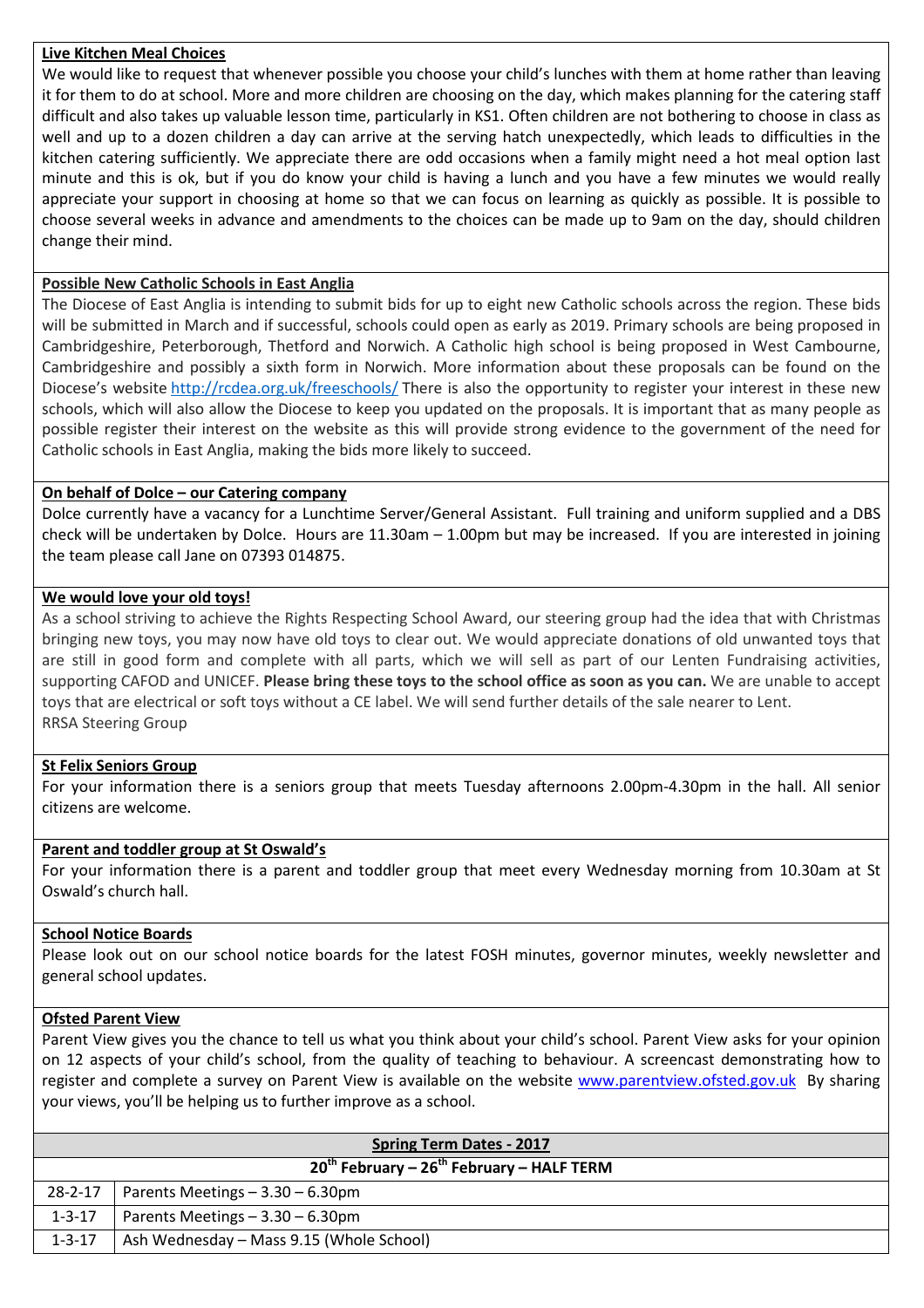**Live Kitchen Meal Choices**

We would like to request that whenever possible you choose your child's lunches with them at home rather than leaving it for them to do at school. More and more children are choosing on the day, which makes planning for the catering staff difficult and also takes up valuable lesson time, particularly in KS1. Often children are not bothering to choose in class as well and up to a dozen children a day can arrive at the serving hatch unexpectedly, which leads to difficulties in the kitchen catering sufficiently. We appreciate there are odd occasions when a family might need a hot meal option last minute and this is ok, but if you do know your child is having a lunch and you have a few minutes we would really appreciate your support in choosing at home so that we can focus on learning as quickly as possible. It is possible to choose several weeks in advance and amendments to the choices can be made up to 9am on the day, should children change their mind.

**Possible New Catholic Schools in East Anglia**

The Diocese of East Anglia is intending to submit bids for up to eight new Catholic schools across the region. These bids will be submitted in March and if successful, schools could open as early as 2019. Primary schools are being proposed in Cambridgeshire, Peterborough, Thetford and Norwich. A Catholic high school is being proposed in West Cambourne, Cambridgeshire and possibly a sixth form in Norwich. More information about these proposals can be found on the Diocese's website http://rcdea.org.uk/freeschools/ There is also the opportunity to register your interest in these new schools, which will also allow the Diocese to keep you updated on the proposals. It is important that as many people as possible register their interest on the website as this will provide strong evidence to the government of the need for Catholic schools in East Anglia, making the bids more likely to succeed.

**On behalf of Dolce – our Catering company**

Dolce currently have a vacancy for a Lunchtime Server/General Assistant. Full training and uniform supplied and a DBS check will be undertaken by Dolce. Hours are 11.30am – 1.00pm but may be increased. If you are interested in joining the team please call Jane on 07393 014875.

**We would love your old toys!**

As a school striving to achieve the Rights Respecting School Award, our steering group had the idea that with Christmas bringing new toys, you may now have old toys to clear out. We would appreciate donations of old unwanted toys that are still in good form and complete with all parts, which we will sell as part of our Lenten Fundraising activities, supporting CAFOD and UNICEF. **Please bring these toys to the school office as soon as you can.** We are unable to accept toys that are electrical or soft toys without a CE label. We will send further details of the sale nearer to Lent.
RRSA Steering Group

**St Felix Seniors Group**

For your information there is a seniors group that meets Tuesday afternoons 2.00pm-4.30pm in the hall. All senior citizens are welcome.

**Parent and toddler group at St Oswald's**

For your information there is a parent and toddler group that meet every Wednesday morning from 10.30am at St Oswald's church hall.

**School Notice Boards**

Please look out on our school notice boards for the latest FOSH minutes, governor minutes, weekly newsletter and general school updates.

**Ofsted Parent View**

Parent View gives you the chance to tell us what you think about your child's school. Parent View asks for your opinion on 12 aspects of your child's school, from the quality of teaching to behaviour. A screencast demonstrating how to register and complete a survey on Parent View is available on the website www.parentview.ofsted.gov.uk By sharing your views, you'll be helping us to further improve as a school.

| **Spring Term Dates - 2017** | |
|---|---|
| **20th February – 26th February – HALF TERM** | |
| 28-2-17 | Parents Meetings – 3.30 – 6.30pm |
| 1-3-17 | Parents Meetings – 3.30 – 6.30pm |
| 1-3-17 | Ash Wednesday – Mass 9.15 (Whole School) |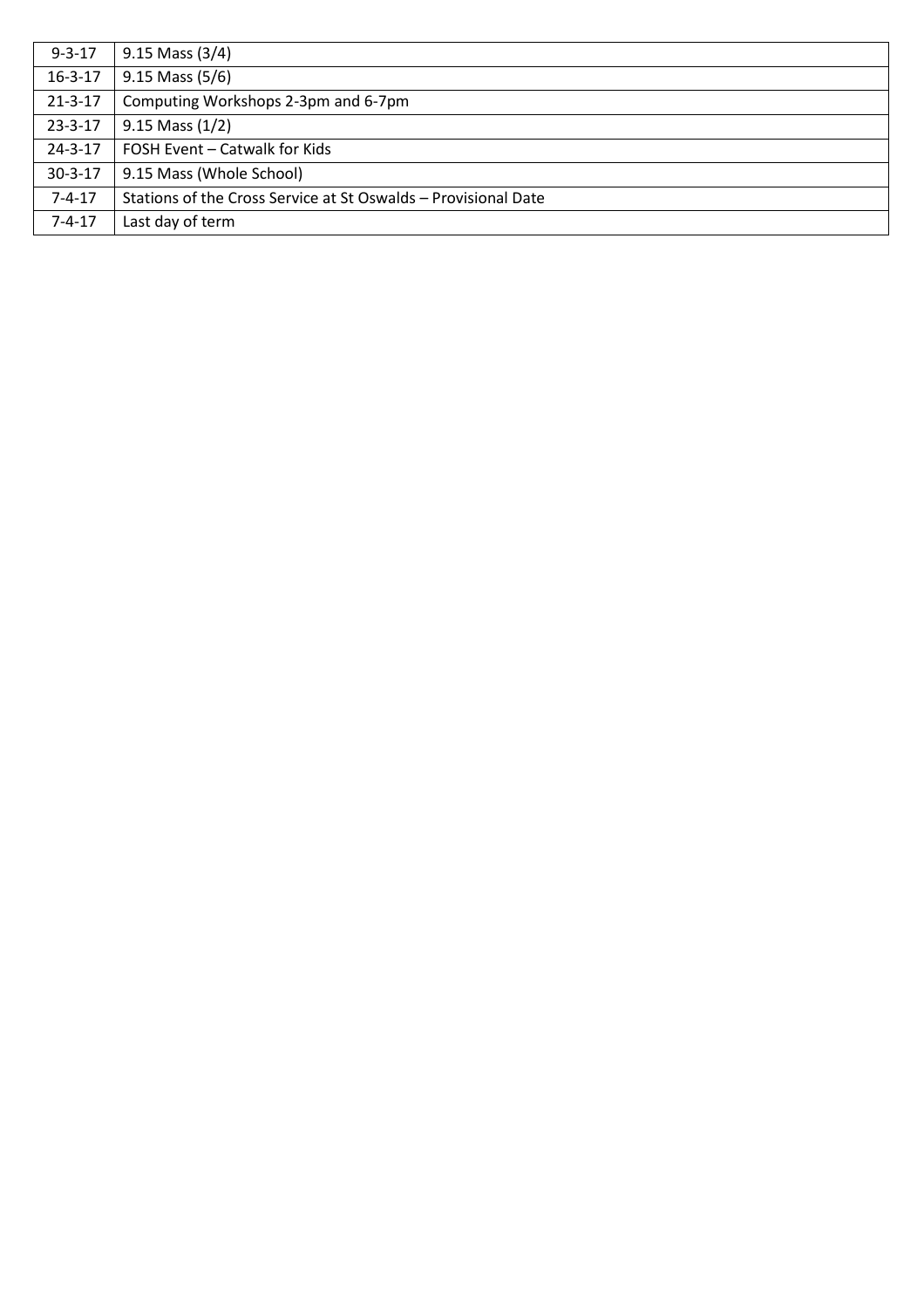| | |
|---|---|
| 9-3-17 | 9.15 Mass (3/4) |
| 16-3-17 | 9.15 Mass (5/6) |
| 21-3-17 | Computing Workshops 2-3pm and 6-7pm |
| 23-3-17 | 9.15 Mass (1/2) |
| 24-3-17 | FOSH Event – Catwalk for Kids |
| 30-3-17 | 9.15 Mass (Whole School) |
| 7-4-17 | Stations of the Cross Service at St Oswalds – Provisional Date |
| 7-4-17 | Last day of term |